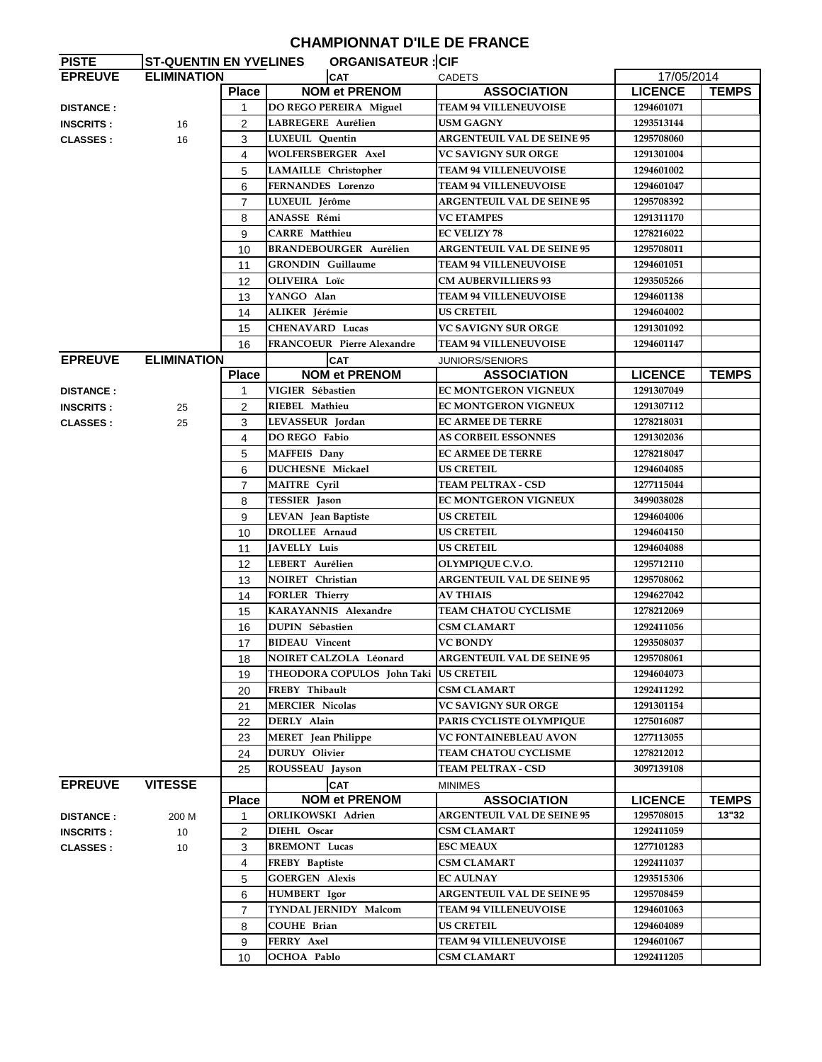# CHAMPIONNAT D'ILE DE FRANCE

| PISTE | ST-QUENTIN EN YVELINES | | ORGANISATEUR : CIF | | | |
|---|---|---|---|---|---|---|
| **EPREUVE** | **ELIMINATION** | | **CAT** | CADETS | 17/05/2014 | |
| | | **Place** | **NOM et PRENOM** | **ASSOCIATION** | **LICENCE** | **TEMPS** |
| **DISTANCE :** | | 1 | DO REGO PEREIRA Miguel | TEAM 94 VILLENEUVOISE | 1294601071 | |
| **INSCRITS :** | 16 | 2 | LABREGERE Aurélien | USM GAGNY | 1293513144 | |
| **CLASSES :** | 16 | 3 | LUXEUIL Quentin | ARGENTEUIL VAL DE SEINE 95 | 1295708060 | |
| | | 4 | WOLFERSBERGER Axel | VC SAVIGNY SUR ORGE | 1291301004 | |
| | | 5 | LAMAILLE Christopher | TEAM 94 VILLENEUVOISE | 1294601002 | |
| | | 6 | FERNANDES Lorenzo | TEAM 94 VILLENEUVOISE | 1294601047 | |
| | | 7 | LUXEUIL Jérôme | ARGENTEUIL VAL DE SEINE 95 | 1295708392 | |
| | | 8 | ANASSE Rémi | VC ETAMPES | 1291311170 | |
| | | 9 | CARRE Matthieu | EC VELIZY 78 | 1278216022 | |
| | | 10 | BRANDEBOURGER Aurélien | ARGENTEUIL VAL DE SEINE 95 | 1295708011 | |
| | | 11 | GRONDIN Guillaume | TEAM 94 VILLENEUVOISE | 1294601051 | |
| | | 12 | OLIVEIRA Loïc | CM AUBERVILLIERS 93 | 1293505266 | |
| | | 13 | YANGO Alan | TEAM 94 VILLENEUVOISE | 1294601138 | |
| | | 14 | ALIKER Jérémie | US CRETEIL | 1294604002 | |
| | | 15 | CHENAVARD Lucas | VC SAVIGNY SUR ORGE | 1291301092 | |
| | | 16 | FRANCOEUR Pierre Alexandre | TEAM 94 VILLENEUVOISE | 1294601147 | |
| **EPREUVE** | **ELIMINATION** | | **CAT** | JUNIORS/SENIORS | | |
| | | **Place** | **NOM et PRENOM** | **ASSOCIATION** | **LICENCE** | **TEMPS** |
| **DISTANCE :** | | 1 | VIGIER Sébastien | EC MONTGERON VIGNEUX | 1291307049 | |
| **INSCRITS :** | 25 | 2 | RIEBEL Mathieu | EC MONTGERON VIGNEUX | 1291307112 | |
| **CLASSES :** | 25 | 3 | LEVASSEUR Jordan | EC ARMEE DE TERRE | 1278218031 | |
| | | 4 | DO REGO Fabio | AS CORBEIL ESSONNES | 1291302036 | |
| | | 5 | MAFFEIS Dany | EC ARMEE DE TERRE | 1278218047 | |
| | | 6 | DUCHESNE Mickael | US CRETEIL | 1294604085 | |
| | | 7 | MAITRE Cyril | TEAM PELTRAX - CSD | 1277115044 | |
| | | 8 | TESSIER Jason | EC MONTGERON VIGNEUX | 3499038028 | |
| | | 9 | LEVAN Jean Baptiste | US CRETEIL | 1294604006 | |
| | | 10 | DROLLEE Arnaud | US CRETEIL | 1294604150 | |
| | | 11 | JAVELLY Luis | US CRETEIL | 1294604088 | |
| | | 12 | LEBERT Aurélien | OLYMPIQUE C.V.O. | 1295712110 | |
| | | 13 | NOIRET Christian | ARGENTEUIL VAL DE SEINE 95 | 1295708062 | |
| | | 14 | FORLER Thierry | AV THIAIS | 1294627042 | |
| | | 15 | KARAYANNIS Alexandre | TEAM CHATOU CYCLISME | 1278212069 | |
| | | 16 | DUPIN Sébastien | CSM CLAMART | 1292411056 | |
| | | 17 | BIDEAU Vincent | VC BONDY | 1293508037 | |
| | | 18 | NOIRET CALZOLA Léonard | ARGENTEUIL VAL DE SEINE 95 | 1295708061 | |
| | | 19 | THEODORA COPULOS John Taki | US CRETEIL | 1294604073 | |
| | | 20 | FREBY Thibault | CSM CLAMART | 1292411292 | |
| | | 21 | MERCIER Nicolas | VC SAVIGNY SUR ORGE | 1291301154 | |
| | | 22 | DERLY Alain | PARIS CYCLISTE OLYMPIQUE | 1275016087 | |
| | | 23 | MERET Jean Philippe | VC FONTAINEBLEAU AVON | 1277113055 | |
| | | 24 | DURUY Olivier | TEAM CHATOU CYCLISME | 1278212012 | |
| | | 25 | ROUSSEAU Jayson | TEAM PELTRAX - CSD | 3097139108 | |
| **EPREUVE** | **VITESSE** | | **CAT** | MINIMES | | |
| | | **Place** | **NOM et PRENOM** | **ASSOCIATION** | **LICENCE** | **TEMPS** |
| **DISTANCE :** | 200 M | 1 | ORLIKOWSKI Adrien | ARGENTEUIL VAL DE SEINE 95 | 1295708015 | 13"32 |
| **INSCRITS :** | 10 | 2 | DIEHL Oscar | CSM CLAMART | 1292411059 | |
| **CLASSES :** | 10 | 3 | BREMONT Lucas | ESC MEAUX | 1277101283 | |
| | | 4 | FREBY Baptiste | CSM CLAMART | 1292411037 | |
| | | 5 | GOERGEN Alexis | EC AULNAY | 1293515306 | |
| | | 6 | HUMBERT Igor | ARGENTEUIL VAL DE SEINE 95 | 1295708459 | |
| | | 7 | TYNDAL JERNIDY Malcom | TEAM 94 VILLENEUVOISE | 1294601063 | |
| | | 8 | COUHE Brian | US CRETEIL | 1294604089 | |
| | | 9 | FERRY Axel | TEAM 94 VILLENEUVOISE | 1294601067 | |
| | | 10 | OCHOA Pablo | CSM CLAMART | 1292411205 | |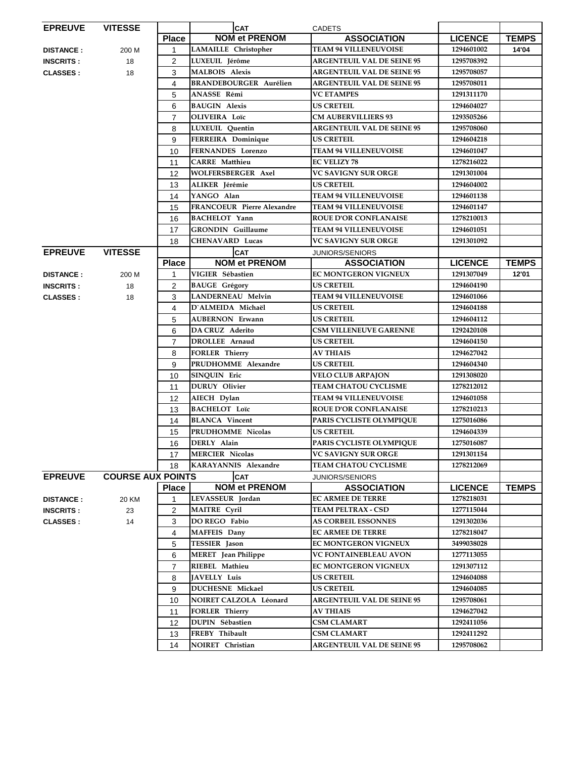| EPREUVE | VITESSE | | CAT | CADETS | | |
|---|---|---|---|---|---|---|
| | | **Place** | **NOM et PRENOM** | **ASSOCIATION** | **LICENCE** | **TEMPS** |
| **DISTANCE :** | 200 M | 1 | LAMAILLE Christopher | TEAM 94 VILLENEUVOISE | 1294601002 | 14'04 |
| **INSCRITS :** | 18 | 2 | LUXEUIL Jérôme | ARGENTEUIL VAL DE SEINE 95 | 1295708392 | |
| **CLASSES :** | 18 | 3 | MALBOIS Alexis | ARGENTEUIL VAL DE SEINE 95 | 1295708057 | |
| | | 4 | BRANDEBOURGER Aurélien | ARGENTEUIL VAL DE SEINE 95 | 1295708011 | |
| | | 5 | ANASSE Rémi | VC ETAMPES | 1291311170 | |
| | | 6 | BAUGIN Alexis | US CRETEIL | 1294604027 | |
| | | 7 | OLIVEIRA Loïc | CM AUBERVILLIERS 93 | 1293505266 | |
| | | 8 | LUXEUIL Quentin | ARGENTEUIL VAL DE SEINE 95 | 1295708060 | |
| | | 9 | FERREIRA Dominique | US CRETEIL | 1294604218 | |
| | | 10 | FERNANDES Lorenzo | TEAM 94 VILLENEUVOISE | 1294601047 | |
| | | 11 | CARRE Matthieu | EC VELIZY 78 | 1278216022 | |
| | | 12 | WOLFERSBERGER Axel | VC SAVIGNY SUR ORGE | 1291301004 | |
| | | 13 | ALIKER Jérémie | US CRETEIL | 1294604002 | |
| | | 14 | YANGO Alan | TEAM 94 VILLENEUVOISE | 1294601138 | |
| | | 15 | FRANCOEUR Pierre Alexandre | TEAM 94 VILLENEUVOISE | 1294601147 | |
| | | 16 | BACHELOT Yann | ROUE D'OR CONFLANAISE | 1278210013 | |
| | | 17 | GRONDIN Guillaume | TEAM 94 VILLENEUVOISE | 1294601051 | |
| | | 18 | CHENAVARD Lucas | VC SAVIGNY SUR ORGE | 1291301092 | |

| EPREUVE | VITESSE | | CAT | JUNIORS/SENIORS | | |
|---|---|---|---|---|---|---|
| | | **Place** | **NOM et PRENOM** | **ASSOCIATION** | **LICENCE** | **TEMPS** |
| **DISTANCE :** | 200 M | 1 | VIGIER Sébastien | EC MONTGERON VIGNEUX | 1291307049 | 12'01 |
| **INSCRITS :** | 18 | 2 | BAUGE Grégory | US CRETEIL | 1294604190 | |
| **CLASSES :** | 18 | 3 | LANDERNEAU Melvin | TEAM 94 VILLENEUVOISE | 1294601066 | |
| | | 4 | D`ALMEIDA Michaël | US CRETEIL | 1294604188 | |
| | | 5 | AUBERNON Erwann | US CRETEIL | 1294604112 | |
| | | 6 | DA CRUZ Aderito | CSM VILLENEUVE GARENNE | 1292420108 | |
| | | 7 | DROLLEE Arnaud | US CRETEIL | 1294604150 | |
| | | 8 | FORLER Thierry | AV THIAIS | 1294627042 | |
| | | 9 | PRUDHOMME Alexandre | US CRETEIL | 1294604340 | |
| | | 10 | SINQUIN Eric | VELO CLUB ARPAJON | 1291308020 | |
| | | 11 | DURUY Olivier | TEAM CHATOU CYCLISME | 1278212012 | |
| | | 12 | AIECH Dylan | TEAM 94 VILLENEUVOISE | 1294601058 | |
| | | 13 | BACHELOT Loïc | ROUE D'OR CONFLANAISE | 1278210213 | |
| | | 14 | BLANCA Vincent | PARIS CYCLISTE OLYMPIQUE | 1275016086 | |
| | | 15 | PRUDHOMME Nicolas | US CRETEIL | 1294604339 | |
| | | 16 | DERLY Alain | PARIS CYCLISTE OLYMPIQUE | 1275016087 | |
| | | 17 | MERCIER Nicolas | VC SAVIGNY SUR ORGE | 1291301154 | |
| | | 18 | KARAYANNIS Alexandre | TEAM CHATOU CYCLISME | 1278212069 | |

| EPREUVE | COURSE AUX POINTS | | CAT | JUNIORS/SENIORS | | |
|---|---|---|---|---|---|---|
| | | **Place** | **NOM et PRENOM** | **ASSOCIATION** | **LICENCE** | **TEMPS** |
| **DISTANCE :** | 20 KM | 1 | LEVASSEUR Jordan | EC ARMEE DE TERRE | 1278218031 | |
| **INSCRITS :** | 23 | 2 | MAITRE Cyril | TEAM PELTRAX - CSD | 1277115044 | |
| **CLASSES :** | 14 | 3 | DO REGO Fabio | AS CORBEIL ESSONNES | 1291302036 | |
| | | 4 | MAFFEIS Dany | EC ARMEE DE TERRE | 1278218047 | |
| | | 5 | TESSIER Jason | EC MONTGERON VIGNEUX | 3499038028 | |
| | | 6 | MERET Jean Philippe | VC FONTAINEBLEAU AVON | 1277113055 | |
| | | 7 | RIEBEL Mathieu | EC MONTGERON VIGNEUX | 1291307112 | |
| | | 8 | JAVELLY Luis | US CRETEIL | 1294604088 | |
| | | 9 | DUCHESNE Mickael | US CRETEIL | 1294604085 | |
| | | 10 | NOIRET CALZOLA Léonard | ARGENTEUIL VAL DE SEINE 95 | 1295708061 | |
| | | 11 | FORLER Thierry | AV THIAIS | 1294627042 | |
| | | 12 | DUPIN Sébastien | CSM CLAMART | 1292411056 | |
| | | 13 | FREBY Thibault | CSM CLAMART | 1292411292 | |
| | | 14 | NOIRET Christian | ARGENTEUIL VAL DE SEINE 95 | 1295708062 | |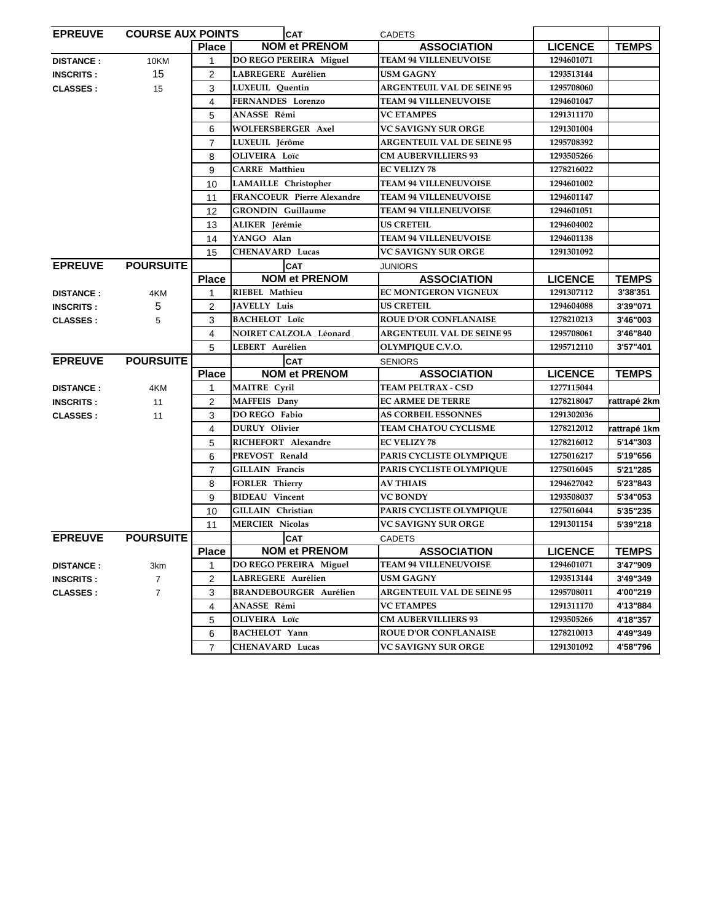| EPREUVE | COURSE AUX POINTS | | CAT | CADETS | | |
|---|---|---|---|---|---|---|
| | | Place | NOM et PRENOM | ASSOCIATION | LICENCE | TEMPS |
| DISTANCE : | 10KM | 1 | DO REGO PEREIRA Miguel | TEAM 94 VILLENEUVOISE | 1294601071 | |
| INSCRITS : | 15 | 2 | LABREGERE Aurélien | USM GAGNY | 1293513144 | |
| CLASSES : | 15 | 3 | LUXEUIL Quentin | ARGENTEUIL VAL DE SEINE 95 | 1295708060 | |
| | | 4 | FERNANDES Lorenzo | TEAM 94 VILLENEUVOISE | 1294601047 | |
| | | 5 | ANASSE Rémi | VC ETAMPES | 1291311170 | |
| | | 6 | WOLFERSBERGER Axel | VC SAVIGNY SUR ORGE | 1291301004 | |
| | | 7 | LUXEUIL Jérôme | ARGENTEUIL VAL DE SEINE 95 | 1295708392 | |
| | | 8 | OLIVEIRA Loïc | CM AUBERVILLIERS 93 | 1293505266 | |
| | | 9 | CARRE Matthieu | EC VELIZY 78 | 1278216022 | |
| | | 10 | LAMAILLE Christopher | TEAM 94 VILLENEUVOISE | 1294601002 | |
| | | 11 | FRANCOEUR Pierre Alexandre | TEAM 94 VILLENEUVOISE | 1294601147 | |
| | | 12 | GRONDIN Guillaume | TEAM 94 VILLENEUVOISE | 1294601051 | |
| | | 13 | ALIKER Jérémie | US CRETEIL | 1294604002 | |
| | | 14 | YANGO Alan | TEAM 94 VILLENEUVOISE | 1294601138 | |
| | | 15 | CHENAVARD Lucas | VC SAVIGNY SUR ORGE | 1291301092 | |
| EPREUVE | POURSUITE | | CAT | JUNIORS | | |
| | | Place | NOM et PRENOM | ASSOCIATION | LICENCE | TEMPS |
| DISTANCE : | 4KM | 1 | RIEBEL Mathieu | EC MONTGERON VIGNEUX | 1291307112 | 3'38'351 |
| INSCRITS : | 5 | 2 | JAVELLY Luis | US CRETEIL | 1294604088 | 3'39"071 |
| CLASSES : | 5 | 3 | BACHELOT Loïc | ROUE D'OR CONFLANAISE | 1278210213 | 3'46"003 |
| | | 4 | NOIRET CALZOLA Léonard | ARGENTEUIL VAL DE SEINE 95 | 1295708061 | 3'46"840 |
| | | 5 | LEBERT Aurélien | OLYMPIQUE C.V.O. | 1295712110 | 3'57"401 |
| EPREUVE | POURSUITE | | CAT | SENIORS | | |
| | | Place | NOM et PRENOM | ASSOCIATION | LICENCE | TEMPS |
| DISTANCE : | 4KM | 1 | MAITRE Cyril | TEAM PELTRAX - CSD | 1277115044 | |
| INSCRITS : | 11 | 2 | MAFFEIS Dany | EC ARMEE DE TERRE | 1278218047 | rattrapé 2km |
| CLASSES : | 11 | 3 | DO REGO Fabio | AS CORBEIL ESSONNES | 1291302036 | |
| | | 4 | DURUY Olivier | TEAM CHATOU CYCLISME | 1278212012 | rattrapé 1km |
| | | 5 | RICHEFORT Alexandre | EC VELIZY 78 | 1278216012 | 5'14"303 |
| | | 6 | PREVOST Renald | PARIS CYCLISTE OLYMPIQUE | 1275016217 | 5'19"656 |
| | | 7 | GILLAIN Francis | PARIS CYCLISTE OLYMPIQUE | 1275016045 | 5'21"285 |
| | | 8 | FORLER Thierry | AV THIAIS | 1294627042 | 5'23"843 |
| | | 9 | BIDEAU Vincent | VC BONDY | 1293508037 | 5'34"053 |
| | | 10 | GILLAIN Christian | PARIS CYCLISTE OLYMPIQUE | 1275016044 | 5'35"235 |
| | | 11 | MERCIER Nicolas | VC SAVIGNY SUR ORGE | 1291301154 | 5'39"218 |
| EPREUVE | POURSUITE | | CAT | CADETS | | |
| | | Place | NOM et PRENOM | ASSOCIATION | LICENCE | TEMPS |
| DISTANCE : | 3km | 1 | DO REGO PEREIRA Miguel | TEAM 94 VILLENEUVOISE | 1294601071 | 3'47"909 |
| INSCRITS : | 7 | 2 | LABREGERE Aurélien | USM GAGNY | 1293513144 | 3'49"349 |
| CLASSES : | 7 | 3 | BRANDEBOURGER Aurélien | ARGENTEUIL VAL DE SEINE 95 | 1295708011 | 4'00"219 |
| | | 4 | ANASSE Rémi | VC ETAMPES | 1291311170 | 4'13"884 |
| | | 5 | OLIVEIRA Loïc | CM AUBERVILLIERS 93 | 1293505266 | 4'18"357 |
| | | 6 | BACHELOT Yann | ROUE D'OR CONFLANAISE | 1278210013 | 4'49"349 |
| | | 7 | CHENAVARD Lucas | VC SAVIGNY SUR ORGE | 1291301092 | 4'58"796 |